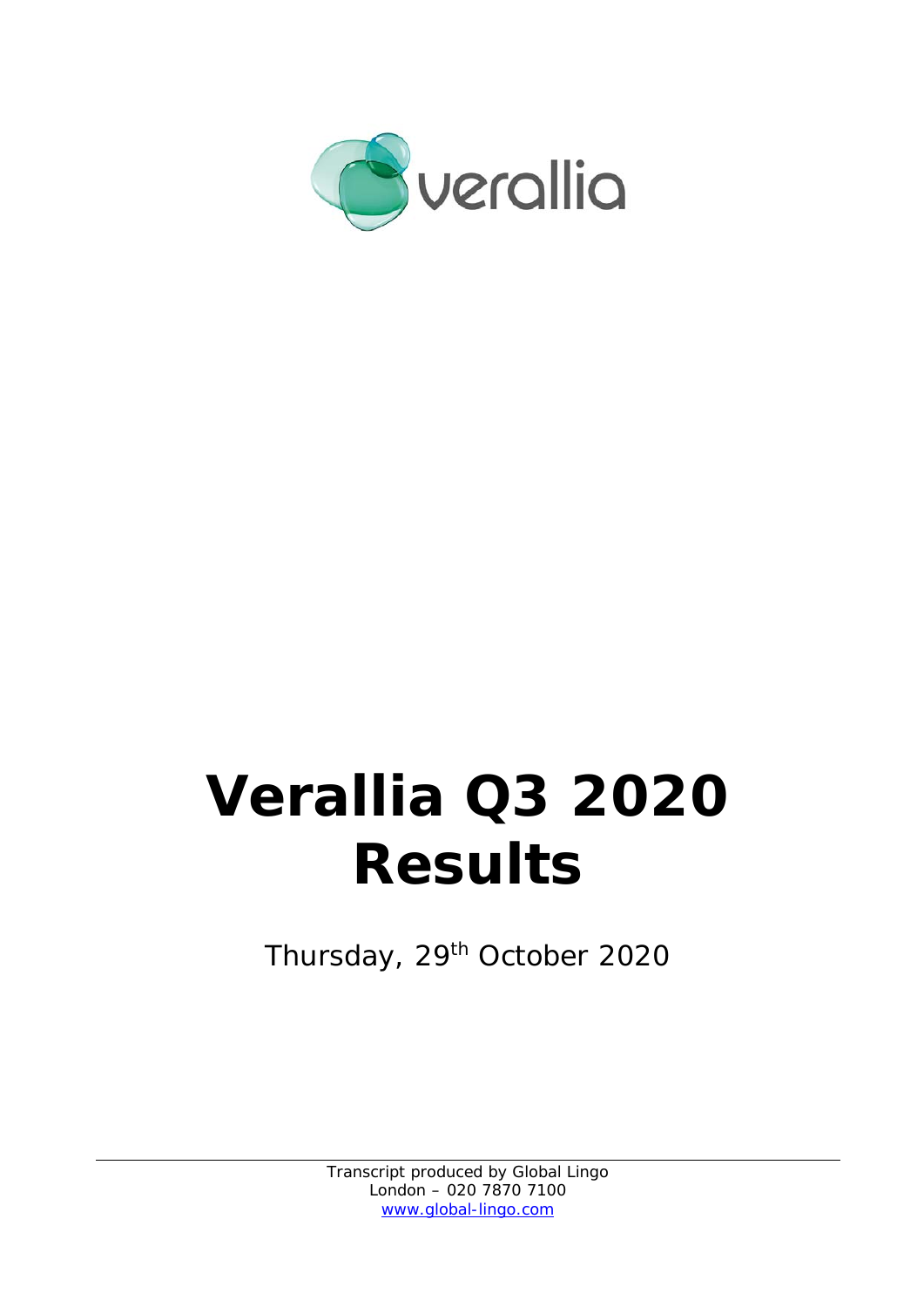verallia

# Verallia Q3 2020 Results

Thursday, 29th October 2020

Transcript produced by Global Lingo
London – 020 7870 7100
www.global-lingo.com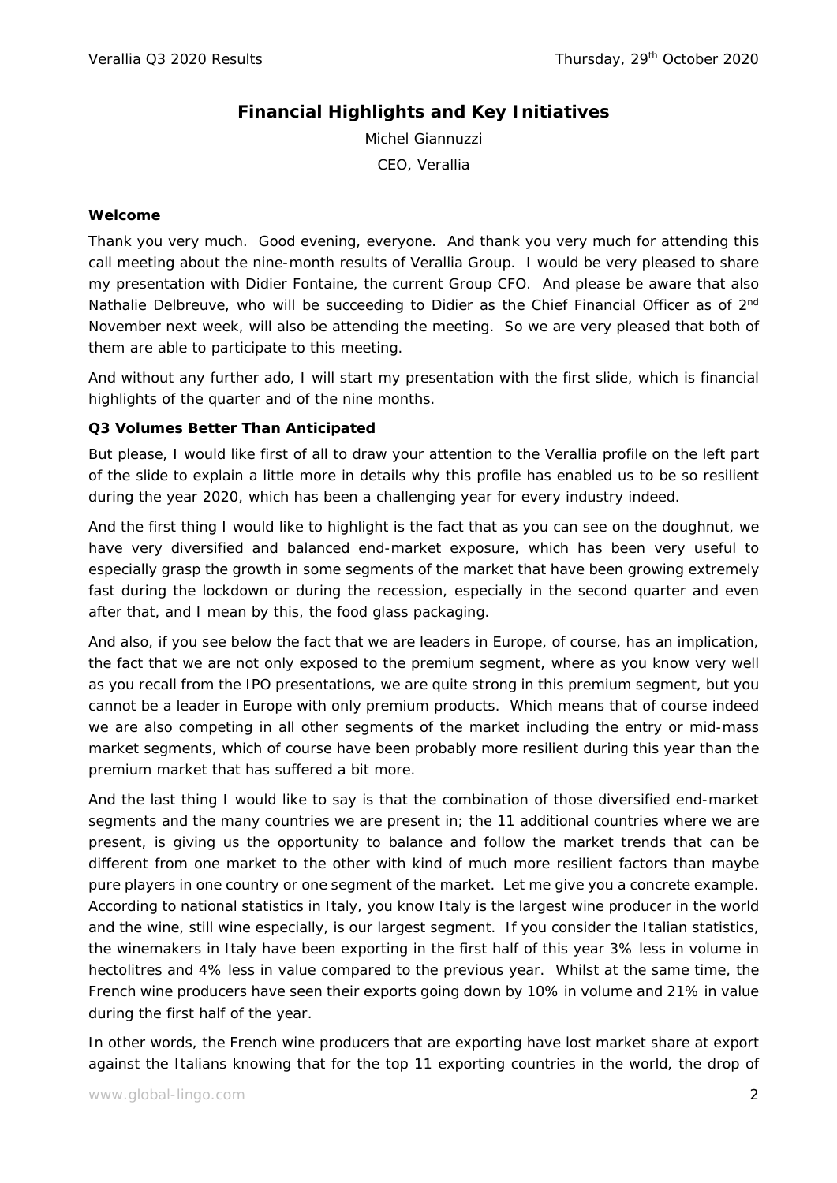## Financial Highlights and Key Initiatives

Michel Giannuzzi

CEO, Verallia

### Welcome

Thank you very much. Good evening, everyone. And thank you very much for attending this call meeting about the nine-month results of Verallia Group. I would be very pleased to share my presentation with Didier Fontaine, the current Group CFO. And please be aware that also Nathalie Delbreuve, who will be succeeding to Didier as the Chief Financial Officer as of 2nd November next week, will also be attending the meeting. So we are very pleased that both of them are able to participate to this meeting.

And without any further ado, I will start my presentation with the first slide, which is financial highlights of the quarter and of the nine months.

### Q3 Volumes Better Than Anticipated

But please, I would like first of all to draw your attention to the Verallia profile on the left part of the slide to explain a little more in details why this profile has enabled us to be so resilient during the year 2020, which has been a challenging year for every industry indeed.

And the first thing I would like to highlight is the fact that as you can see on the doughnut, we have very diversified and balanced end-market exposure, which has been very useful to especially grasp the growth in some segments of the market that have been growing extremely fast during the lockdown or during the recession, especially in the second quarter and even after that, and I mean by this, the food glass packaging.

And also, if you see below the fact that we are leaders in Europe, of course, has an implication, the fact that we are not only exposed to the premium segment, where as you know very well as you recall from the IPO presentations, we are quite strong in this premium segment, but you cannot be a leader in Europe with only premium products. Which means that of course indeed we are also competing in all other segments of the market including the entry or mid-mass market segments, which of course have been probably more resilient during this year than the premium market that has suffered a bit more.

And the last thing I would like to say is that the combination of those diversified end-market segments and the many countries we are present in; the 11 additional countries where we are present, is giving us the opportunity to balance and follow the market trends that can be different from one market to the other with kind of much more resilient factors than maybe pure players in one country or one segment of the market. Let me give you a concrete example. According to national statistics in Italy, you know Italy is the largest wine producer in the world and the wine, still wine especially, is our largest segment. If you consider the Italian statistics, the winemakers in Italy have been exporting in the first half of this year 3% less in volume in hectolitres and 4% less in value compared to the previous year. Whilst at the same time, the French wine producers have seen their exports going down by 10% in volume and 21% in value during the first half of the year.

In other words, the French wine producers that are exporting have lost market share at export against the Italians knowing that for the top 11 exporting countries in the world, the drop of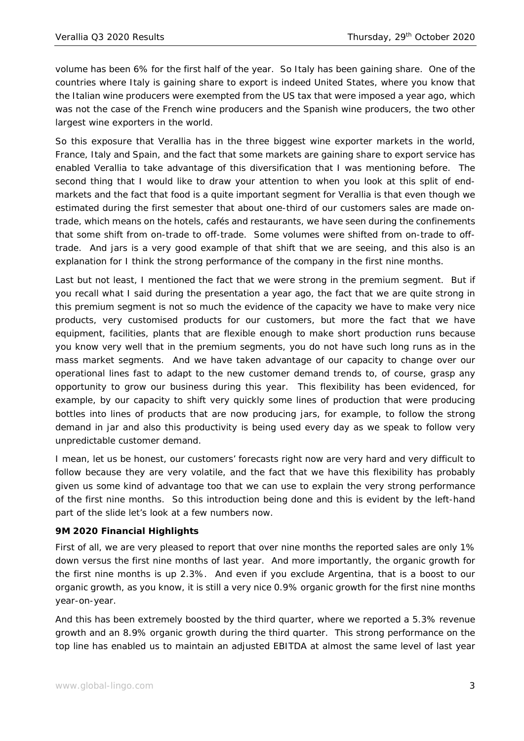volume has been 6% for the first half of the year. So Italy has been gaining share. One of the countries where Italy is gaining share to export is indeed United States, where you know that the Italian wine producers were exempted from the US tax that were imposed a year ago, which was not the case of the French wine producers and the Spanish wine producers, the two other largest wine exporters in the world.

So this exposure that Verallia has in the three biggest wine exporter markets in the world, France, Italy and Spain, and the fact that some markets are gaining share to export service has enabled Verallia to take advantage of this diversification that I was mentioning before. The second thing that I would like to draw your attention to when you look at this split of end-markets and the fact that food is a quite important segment for Verallia is that even though we estimated during the first semester that about one-third of our customers sales are made on-trade, which means on the hotels, cafés and restaurants, we have seen during the confinements that some shift from on-trade to off-trade. Some volumes were shifted from on-trade to off-trade. And jars is a very good example of that shift that we are seeing, and this also is an explanation for I think the strong performance of the company in the first nine months.

Last but not least, I mentioned the fact that we were strong in the premium segment. But if you recall what I said during the presentation a year ago, the fact that we are quite strong in this premium segment is not so much the evidence of the capacity we have to make very nice products, very customised products for our customers, but more the fact that we have equipment, facilities, plants that are flexible enough to make short production runs because you know very well that in the premium segments, you do not have such long runs as in the mass market segments. And we have taken advantage of our capacity to change over our operational lines fast to adapt to the new customer demand trends to, of course, grasp any opportunity to grow our business during this year. This flexibility has been evidenced, for example, by our capacity to shift very quickly some lines of production that were producing bottles into lines of products that are now producing jars, for example, to follow the strong demand in jar and also this productivity is being used every day as we speak to follow very unpredictable customer demand.

I mean, let us be honest, our customers' forecasts right now are very hard and very difficult to follow because they are very volatile, and the fact that we have this flexibility has probably given us some kind of advantage too that we can use to explain the very strong performance of the first nine months. So this introduction being done and this is evident by the left-hand part of the slide let's look at a few numbers now.

**9M 2020 Financial Highlights**

First of all, we are very pleased to report that over nine months the reported sales are only 1% down versus the first nine months of last year. And more importantly, the organic growth for the first nine months is up 2.3%. And even if you exclude Argentina, that is a boost to our organic growth, as you know, it is still a very nice 0.9% organic growth for the first nine months year-on-year.

And this has been extremely boosted by the third quarter, where we reported a 5.3% revenue growth and an 8.9% organic growth during the third quarter. This strong performance on the top line has enabled us to maintain an adjusted EBITDA at almost the same level of last year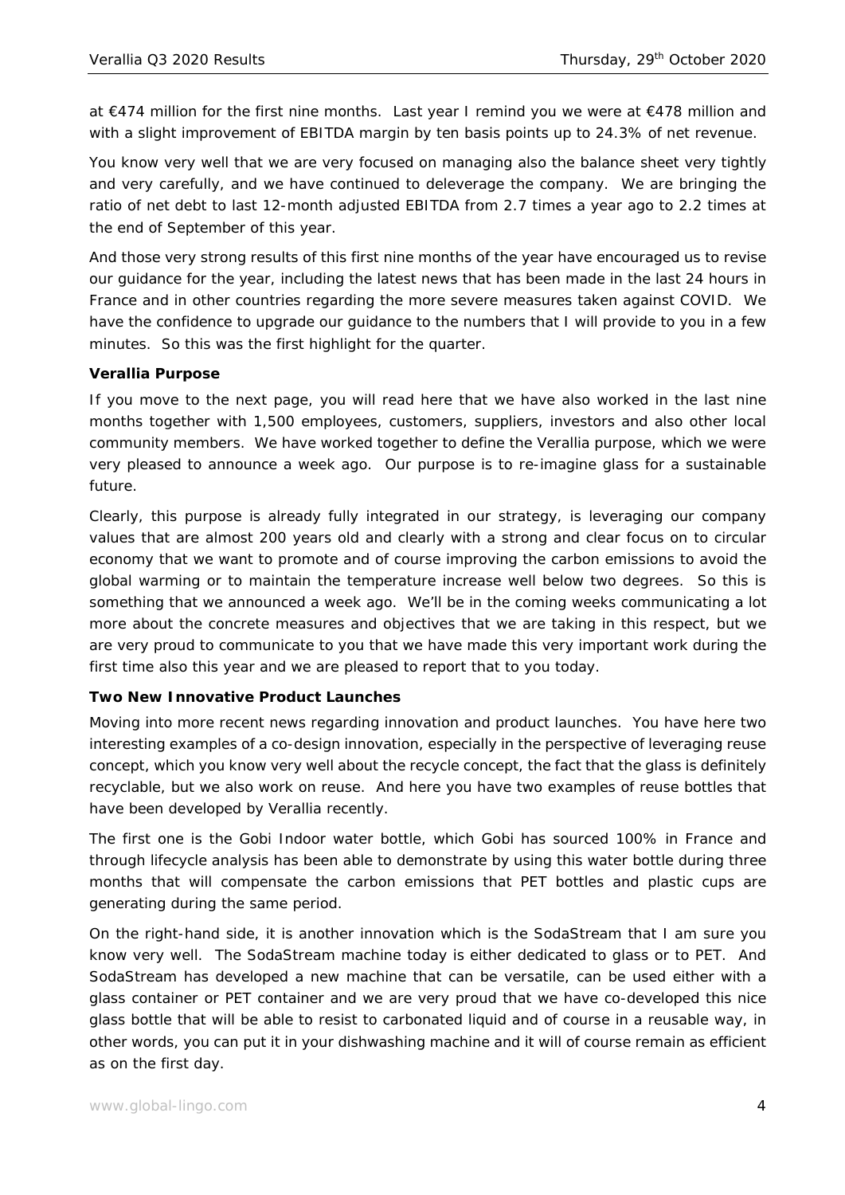at €474 million for the first nine months. Last year I remind you we were at €478 million and with a slight improvement of EBITDA margin by ten basis points up to 24.3% of net revenue.

You know very well that we are very focused on managing also the balance sheet very tightly and very carefully, and we have continued to deleverage the company. We are bringing the ratio of net debt to last 12-month adjusted EBITDA from 2.7 times a year ago to 2.2 times at the end of September of this year.

And those very strong results of this first nine months of the year have encouraged us to revise our guidance for the year, including the latest news that has been made in the last 24 hours in France and in other countries regarding the more severe measures taken against COVID. We have the confidence to upgrade our guidance to the numbers that I will provide to you in a few minutes. So this was the first highlight for the quarter.

**Verallia Purpose**

If you move to the next page, you will read here that we have also worked in the last nine months together with 1,500 employees, customers, suppliers, investors and also other local community members. We have worked together to define the Verallia purpose, which we were very pleased to announce a week ago. Our purpose is to re-imagine glass for a sustainable future.

Clearly, this purpose is already fully integrated in our strategy, is leveraging our company values that are almost 200 years old and clearly with a strong and clear focus on to circular economy that we want to promote and of course improving the carbon emissions to avoid the global warming or to maintain the temperature increase well below two degrees. So this is something that we announced a week ago. We'll be in the coming weeks communicating a lot more about the concrete measures and objectives that we are taking in this respect, but we are very proud to communicate to you that we have made this very important work during the first time also this year and we are pleased to report that to you today.

**Two New Innovative Product Launches**

Moving into more recent news regarding innovation and product launches. You have here two interesting examples of a co-design innovation, especially in the perspective of leveraging reuse concept, which you know very well about the recycle concept, the fact that the glass is definitely recyclable, but we also work on reuse. And here you have two examples of reuse bottles that have been developed by Verallia recently.

The first one is the Gobi Indoor water bottle, which Gobi has sourced 100% in France and through lifecycle analysis has been able to demonstrate by using this water bottle during three months that will compensate the carbon emissions that PET bottles and plastic cups are generating during the same period.

On the right-hand side, it is another innovation which is the SodaStream that I am sure you know very well. The SodaStream machine today is either dedicated to glass or to PET. And SodaStream has developed a new machine that can be versatile, can be used either with a glass container or PET container and we are very proud that we have co-developed this nice glass bottle that will be able to resist to carbonated liquid and of course in a reusable way, in other words, you can put it in your dishwashing machine and it will of course remain as efficient as on the first day.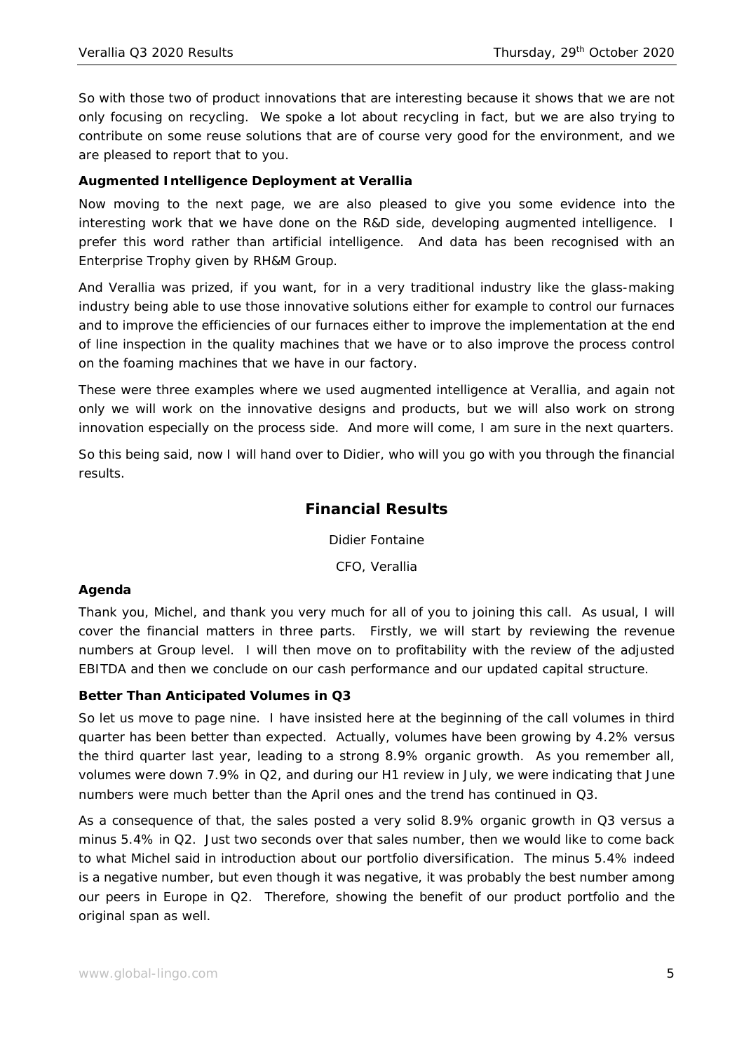So with those two of product innovations that are interesting because it shows that we are not only focusing on recycling. We spoke a lot about recycling in fact, but we are also trying to contribute on some reuse solutions that are of course very good for the environment, and we are pleased to report that to you.

**Augmented Intelligence Deployment at Verallia**

Now moving to the next page, we are also pleased to give you some evidence into the interesting work that we have done on the R&D side, developing augmented intelligence. I prefer this word rather than artificial intelligence. And data has been recognised with an Enterprise Trophy given by RH&M Group.

And Verallia was prized, if you want, for in a very traditional industry like the glass-making industry being able to use those innovative solutions either for example to control our furnaces and to improve the efficiencies of our furnaces either to improve the implementation at the end of line inspection in the quality machines that we have or to also improve the process control on the foaming machines that we have in our factory.

These were three examples where we used augmented intelligence at Verallia, and again not only we will work on the innovative designs and products, but we will also work on strong innovation especially on the process side. And more will come, I am sure in the next quarters.

So this being said, now I will hand over to Didier, who will you go with you through the financial results.

## Financial Results

Didier Fontaine

CFO, Verallia

**Agenda**

Thank you, Michel, and thank you very much for all of you to joining this call. As usual, I will cover the financial matters in three parts. Firstly, we will start by reviewing the revenue numbers at Group level. I will then move on to profitability with the review of the adjusted EBITDA and then we conclude on our cash performance and our updated capital structure.

**Better Than Anticipated Volumes in Q3**

So let us move to page nine. I have insisted here at the beginning of the call volumes in third quarter has been better than expected. Actually, volumes have been growing by 4.2% versus the third quarter last year, leading to a strong 8.9% organic growth. As you remember all, volumes were down 7.9% in Q2, and during our H1 review in July, we were indicating that June numbers were much better than the April ones and the trend has continued in Q3.

As a consequence of that, the sales posted a very solid 8.9% organic growth in Q3 versus a minus 5.4% in Q2. Just two seconds over that sales number, then we would like to come back to what Michel said in introduction about our portfolio diversification. The minus 5.4% indeed is a negative number, but even though it was negative, it was probably the best number among our peers in Europe in Q2. Therefore, showing the benefit of our product portfolio and the original span as well.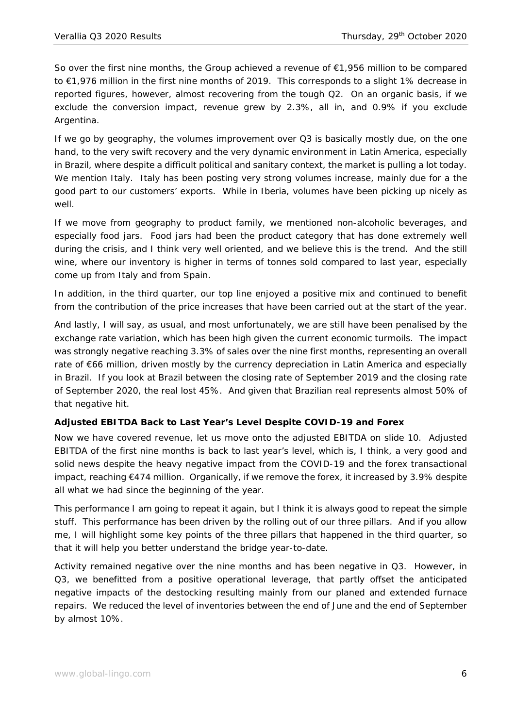So over the first nine months, the Group achieved a revenue of €1,956 million to be compared to €1,976 million in the first nine months of 2019. This corresponds to a slight 1% decrease in reported figures, however, almost recovering from the tough Q2. On an organic basis, if we exclude the conversion impact, revenue grew by 2.3%, all in, and 0.9% if you exclude Argentina.

If we go by geography, the volumes improvement over Q3 is basically mostly due, on the one hand, to the very swift recovery and the very dynamic environment in Latin America, especially in Brazil, where despite a difficult political and sanitary context, the market is pulling a lot today. We mention Italy. Italy has been posting very strong volumes increase, mainly due for a the good part to our customers' exports. While in Iberia, volumes have been picking up nicely as well.

If we move from geography to product family, we mentioned non-alcoholic beverages, and especially food jars. Food jars had been the product category that has done extremely well during the crisis, and I think very well oriented, and we believe this is the trend. And the still wine, where our inventory is higher in terms of tonnes sold compared to last year, especially come up from Italy and from Spain.

In addition, in the third quarter, our top line enjoyed a positive mix and continued to benefit from the contribution of the price increases that have been carried out at the start of the year.

And lastly, I will say, as usual, and most unfortunately, we are still have been penalised by the exchange rate variation, which has been high given the current economic turmoils. The impact was strongly negative reaching 3.3% of sales over the nine first months, representing an overall rate of €66 million, driven mostly by the currency depreciation in Latin America and especially in Brazil. If you look at Brazil between the closing rate of September 2019 and the closing rate of September 2020, the real lost 45%. And given that Brazilian real represents almost 50% of that negative hit.

**Adjusted EBITDA Back to Last Year's Level Despite COVID-19 and Forex**

Now we have covered revenue, let us move onto the adjusted EBITDA on slide 10. Adjusted EBITDA of the first nine months is back to last year's level, which is, I think, a very good and solid news despite the heavy negative impact from the COVID-19 and the forex transactional impact, reaching €474 million. Organically, if we remove the forex, it increased by 3.9% despite all what we had since the beginning of the year.

This performance I am going to repeat it again, but I think it is always good to repeat the simple stuff. This performance has been driven by the rolling out of our three pillars. And if you allow me, I will highlight some key points of the three pillars that happened in the third quarter, so that it will help you better understand the bridge year-to-date.

Activity remained negative over the nine months and has been negative in Q3. However, in Q3, we benefitted from a positive operational leverage, that partly offset the anticipated negative impacts of the destocking resulting mainly from our planed and extended furnace repairs. We reduced the level of inventories between the end of June and the end of September by almost 10%.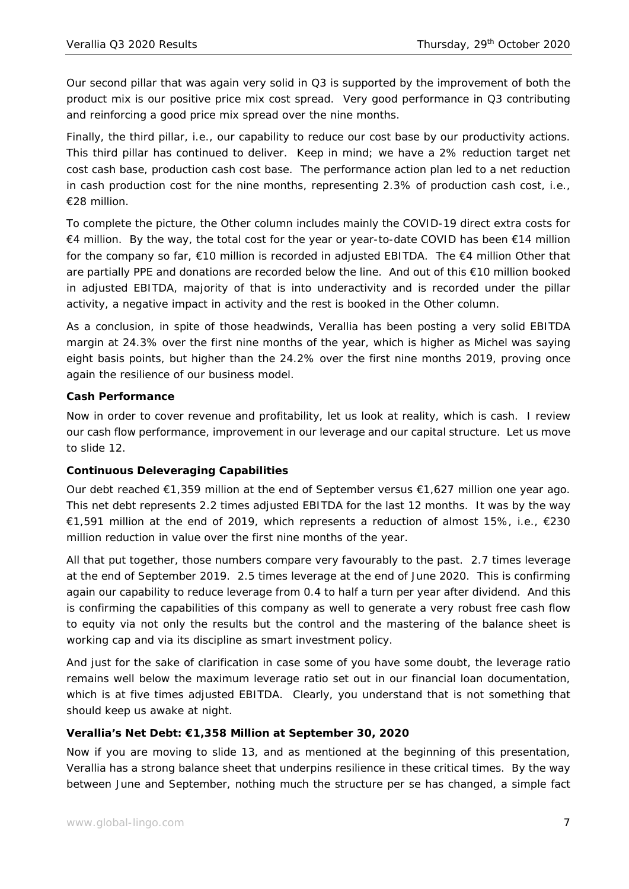Our second pillar that was again very solid in Q3 is supported by the improvement of both the product mix is our positive price mix cost spread. Very good performance in Q3 contributing and reinforcing a good price mix spread over the nine months.

Finally, the third pillar, i.e., our capability to reduce our cost base by our productivity actions. This third pillar has continued to deliver. Keep in mind; we have a 2% reduction target net cost cash base, production cash cost base. The performance action plan led to a net reduction in cash production cost for the nine months, representing 2.3% of production cash cost, i.e., €28 million.

To complete the picture, the Other column includes mainly the COVID-19 direct extra costs for €4 million. By the way, the total cost for the year or year-to-date COVID has been €14 million for the company so far, €10 million is recorded in adjusted EBITDA. The €4 million Other that are partially PPE and donations are recorded below the line. And out of this €10 million booked in adjusted EBITDA, majority of that is into underactivity and is recorded under the pillar activity, a negative impact in activity and the rest is booked in the Other column.

As a conclusion, in spite of those headwinds, Verallia has been posting a very solid EBITDA margin at 24.3% over the first nine months of the year, which is higher as Michel was saying eight basis points, but higher than the 24.2% over the first nine months 2019, proving once again the resilience of our business model.

**Cash Performance**

Now in order to cover revenue and profitability, let us look at reality, which is cash. I review our cash flow performance, improvement in our leverage and our capital structure. Let us move to slide 12.

**Continuous Deleveraging Capabilities**

Our debt reached €1,359 million at the end of September versus €1,627 million one year ago. This net debt represents 2.2 times adjusted EBITDA for the last 12 months. It was by the way €1,591 million at the end of 2019, which represents a reduction of almost 15%, i.e., €230 million reduction in value over the first nine months of the year.

All that put together, those numbers compare very favourably to the past. 2.7 times leverage at the end of September 2019. 2.5 times leverage at the end of June 2020. This is confirming again our capability to reduce leverage from 0.4 to half a turn per year after dividend. And this is confirming the capabilities of this company as well to generate a very robust free cash flow to equity via not only the results but the control and the mastering of the balance sheet is working cap and via its discipline as smart investment policy.

And just for the sake of clarification in case some of you have some doubt, the leverage ratio remains well below the maximum leverage ratio set out in our financial loan documentation, which is at five times adjusted EBITDA. Clearly, you understand that is not something that should keep us awake at night.

**Verallia's Net Debt: €1,358 Million at September 30, 2020**

Now if you are moving to slide 13, and as mentioned at the beginning of this presentation, Verallia has a strong balance sheet that underpins resilience in these critical times. By the way between June and September, nothing much the structure per se has changed, a simple fact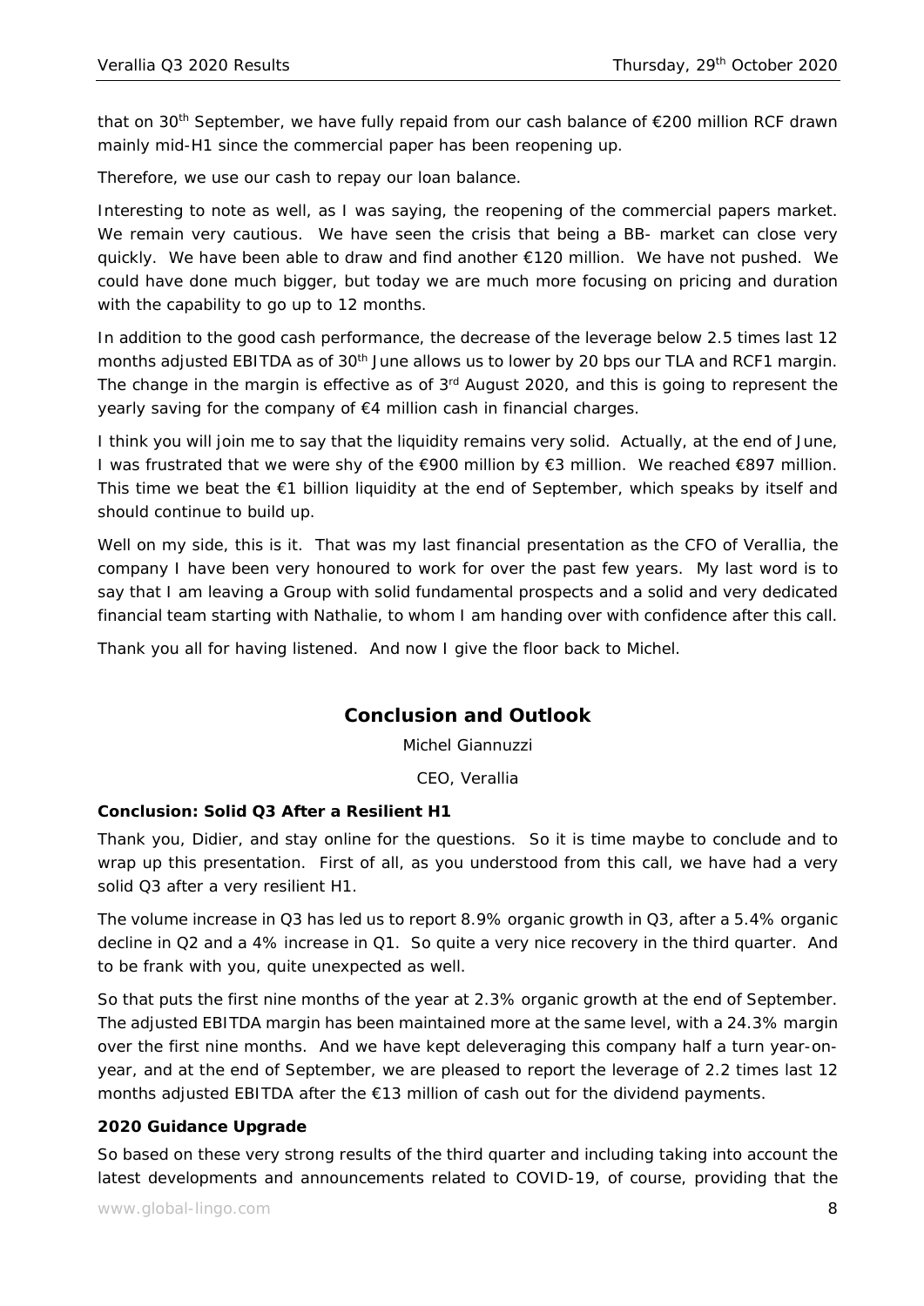that on 30th September, we have fully repaid from our cash balance of €200 million RCF drawn mainly mid-H1 since the commercial paper has been reopening up.

Therefore, we use our cash to repay our loan balance.

Interesting to note as well, as I was saying, the reopening of the commercial papers market. We remain very cautious. We have seen the crisis that being a BB- market can close very quickly. We have been able to draw and find another €120 million. We have not pushed. We could have done much bigger, but today we are much more focusing on pricing and duration with the capability to go up to 12 months.

In addition to the good cash performance, the decrease of the leverage below 2.5 times last 12 months adjusted EBITDA as of 30th June allows us to lower by 20 bps our TLA and RCF1 margin. The change in the margin is effective as of 3rd August 2020, and this is going to represent the yearly saving for the company of €4 million cash in financial charges.

I think you will join me to say that the liquidity remains very solid. Actually, at the end of June, I was frustrated that we were shy of the €900 million by €3 million. We reached €897 million. This time we beat the €1 billion liquidity at the end of September, which speaks by itself and should continue to build up.

Well on my side, this is it. That was my last financial presentation as the CFO of Verallia, the company I have been very honoured to work for over the past few years. My last word is to say that I am leaving a Group with solid fundamental prospects and a solid and very dedicated financial team starting with Nathalie, to whom I am handing over with confidence after this call.

Thank you all for having listened. And now I give the floor back to Michel.

## Conclusion and Outlook

Michel Giannuzzi

CEO, Verallia

### Conclusion: Solid Q3 After a Resilient H1

Thank you, Didier, and stay online for the questions. So it is time maybe to conclude and to wrap up this presentation. First of all, as you understood from this call, we have had a very solid Q3 after a very resilient H1.

The volume increase in Q3 has led us to report 8.9% organic growth in Q3, after a 5.4% organic decline in Q2 and a 4% increase in Q1. So quite a very nice recovery in the third quarter. And to be frank with you, quite unexpected as well.

So that puts the first nine months of the year at 2.3% organic growth at the end of September. The adjusted EBITDA margin has been maintained more at the same level, with a 24.3% margin over the first nine months. And we have kept deleveraging this company half a turn year-on-year, and at the end of September, we are pleased to report the leverage of 2.2 times last 12 months adjusted EBITDA after the €13 million of cash out for the dividend payments.

### 2020 Guidance Upgrade

So based on these very strong results of the third quarter and including taking into account the latest developments and announcements related to COVID-19, of course, providing that the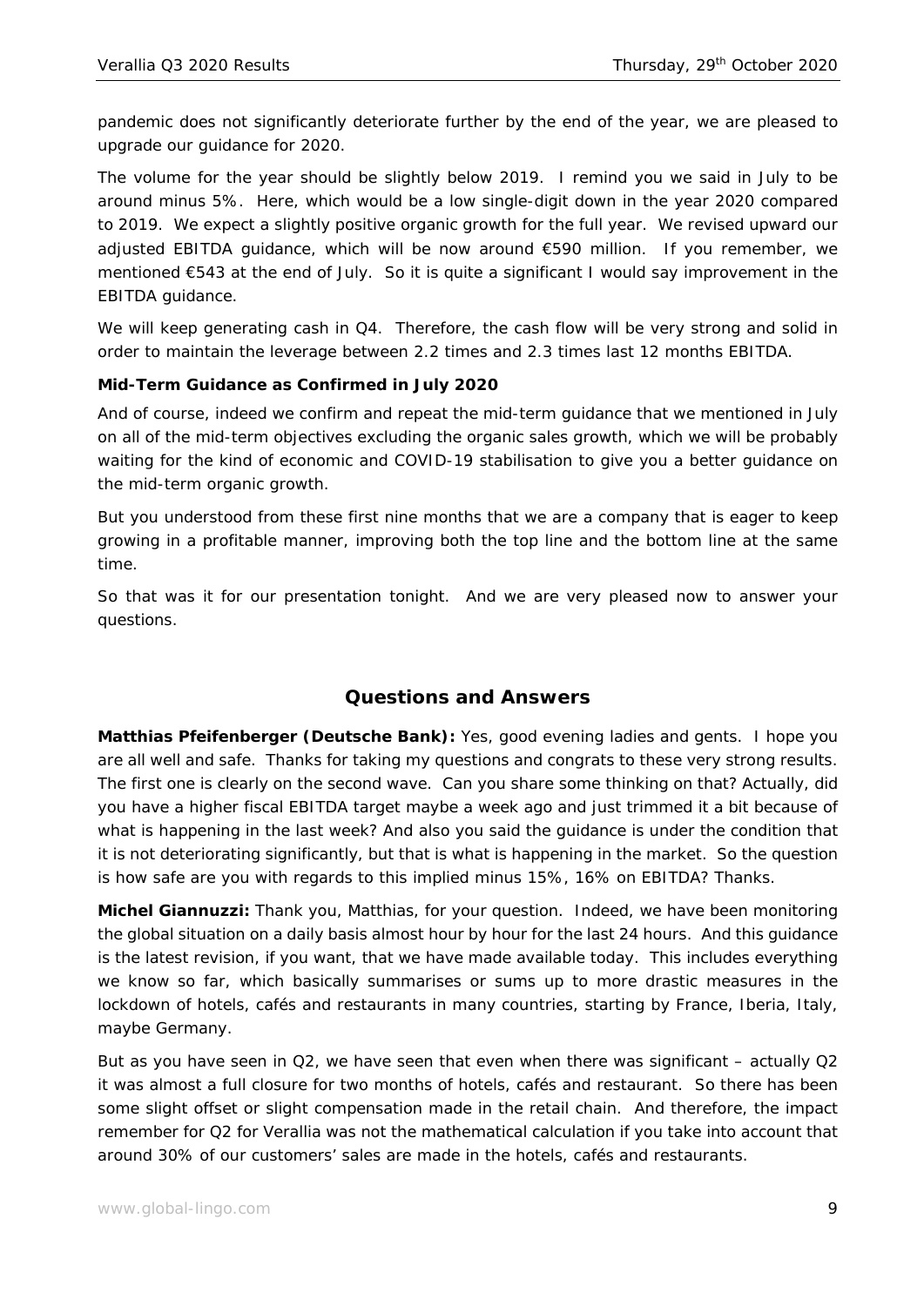pandemic does not significantly deteriorate further by the end of the year, we are pleased to upgrade our guidance for 2020.

The volume for the year should be slightly below 2019. I remind you we said in July to be around minus 5%. Here, which would be a low single-digit down in the year 2020 compared to 2019. We expect a slightly positive organic growth for the full year. We revised upward our adjusted EBITDA guidance, which will be now around €590 million. If you remember, we mentioned €543 at the end of July. So it is quite a significant I would say improvement in the EBITDA guidance.

We will keep generating cash in Q4. Therefore, the cash flow will be very strong and solid in order to maintain the leverage between 2.2 times and 2.3 times last 12 months EBITDA.

**Mid-Term Guidance as Confirmed in July 2020**

And of course, indeed we confirm and repeat the mid-term guidance that we mentioned in July on all of the mid-term objectives excluding the organic sales growth, which we will be probably waiting for the kind of economic and COVID-19 stabilisation to give you a better guidance on the mid-term organic growth.

But you understood from these first nine months that we are a company that is eager to keep growing in a profitable manner, improving both the top line and the bottom line at the same time.

So that was it for our presentation tonight. And we are very pleased now to answer your questions.

## Questions and Answers

**Matthias Pfeifenberger (Deutsche Bank):** Yes, good evening ladies and gents. I hope you are all well and safe. Thanks for taking my questions and congrats to these very strong results. The first one is clearly on the second wave. Can you share some thinking on that? Actually, did you have a higher fiscal EBITDA target maybe a week ago and just trimmed it a bit because of what is happening in the last week? And also you said the guidance is under the condition that it is not deteriorating significantly, but that is what is happening in the market. So the question is how safe are you with regards to this implied minus 15%, 16% on EBITDA? Thanks.

**Michel Giannuzzi:** Thank you, Matthias, for your question. Indeed, we have been monitoring the global situation on a daily basis almost hour by hour for the last 24 hours. And this guidance is the latest revision, if you want, that we have made available today. This includes everything we know so far, which basically summarises or sums up to more drastic measures in the lockdown of hotels, cafés and restaurants in many countries, starting by France, Iberia, Italy, maybe Germany.

But as you have seen in Q2, we have seen that even when there was significant – actually Q2 it was almost a full closure for two months of hotels, cafés and restaurant. So there has been some slight offset or slight compensation made in the retail chain. And therefore, the impact remember for Q2 for Verallia was not the mathematical calculation if you take into account that around 30% of our customers' sales are made in the hotels, cafés and restaurants.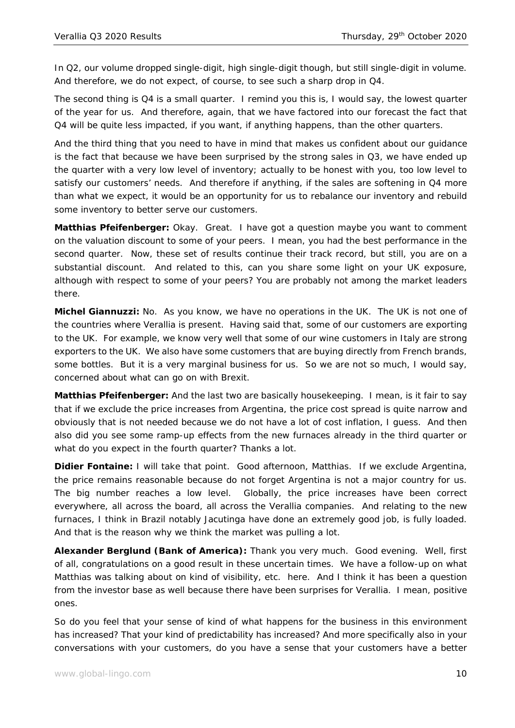In Q2, our volume dropped single-digit, high single-digit though, but still single-digit in volume. And therefore, we do not expect, of course, to see such a sharp drop in Q4.

The second thing is Q4 is a small quarter. I remind you this is, I would say, the lowest quarter of the year for us. And therefore, again, that we have factored into our forecast the fact that Q4 will be quite less impacted, if you want, if anything happens, than the other quarters.

And the third thing that you need to have in mind that makes us confident about our guidance is the fact that because we have been surprised by the strong sales in Q3, we have ended up the quarter with a very low level of inventory; actually to be honest with you, too low level to satisfy our customers' needs. And therefore if anything, if the sales are softening in Q4 more than what we expect, it would be an opportunity for us to rebalance our inventory and rebuild some inventory to better serve our customers.

**Matthias Pfeifenberger:** Okay. Great. I have got a question maybe you want to comment on the valuation discount to some of your peers. I mean, you had the best performance in the second quarter. Now, these set of results continue their track record, but still, you are on a substantial discount. And related to this, can you share some light on your UK exposure, although with respect to some of your peers? You are probably not among the market leaders there.

**Michel Giannuzzi:** No. As you know, we have no operations in the UK. The UK is not one of the countries where Verallia is present. Having said that, some of our customers are exporting to the UK. For example, we know very well that some of our wine customers in Italy are strong exporters to the UK. We also have some customers that are buying directly from French brands, some bottles. But it is a very marginal business for us. So we are not so much, I would say, concerned about what can go on with Brexit.

**Matthias Pfeifenberger:** And the last two are basically housekeeping. I mean, is it fair to say that if we exclude the price increases from Argentina, the price cost spread is quite narrow and obviously that is not needed because we do not have a lot of cost inflation, I guess. And then also did you see some ramp-up effects from the new furnaces already in the third quarter or what do you expect in the fourth quarter? Thanks a lot.

**Didier Fontaine:** I will take that point. Good afternoon, Matthias. If we exclude Argentina, the price remains reasonable because do not forget Argentina is not a major country for us. The big number reaches a low level. Globally, the price increases have been correct everywhere, all across the board, all across the Verallia companies. And relating to the new furnaces, I think in Brazil notably Jacutinga have done an extremely good job, is fully loaded. And that is the reason why we think the market was pulling a lot.

**Alexander Berglund (Bank of America):** Thank you very much. Good evening. Well, first of all, congratulations on a good result in these uncertain times. We have a follow-up on what Matthias was talking about on kind of visibility, etc. here. And I think it has been a question from the investor base as well because there have been surprises for Verallia. I mean, positive ones.

So do you feel that your sense of kind of what happens for the business in this environment has increased? That your kind of predictability has increased? And more specifically also in your conversations with your customers, do you have a sense that your customers have a better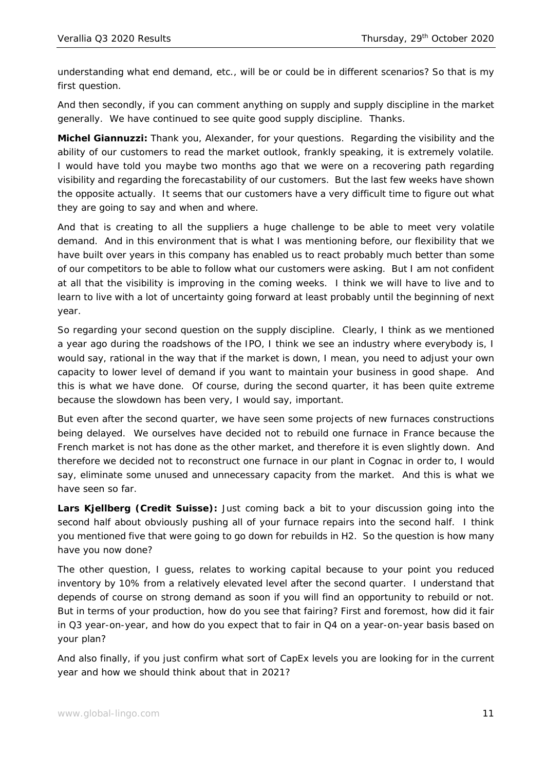understanding what end demand, etc., will be or could be in different scenarios? So that is my first question.

And then secondly, if you can comment anything on supply and supply discipline in the market generally. We have continued to see quite good supply discipline. Thanks.

**Michel Giannuzzi:** Thank you, Alexander, for your questions. Regarding the visibility and the ability of our customers to read the market outlook, frankly speaking, it is extremely volatile. I would have told you maybe two months ago that we were on a recovering path regarding visibility and regarding the forecastability of our customers. But the last few weeks have shown the opposite actually. It seems that our customers have a very difficult time to figure out what they are going to say and when and where.

And that is creating to all the suppliers a huge challenge to be able to meet very volatile demand. And in this environment that is what I was mentioning before, our flexibility that we have built over years in this company has enabled us to react probably much better than some of our competitors to be able to follow what our customers were asking. But I am not confident at all that the visibility is improving in the coming weeks. I think we will have to live and to learn to live with a lot of uncertainty going forward at least probably until the beginning of next year.

So regarding your second question on the supply discipline. Clearly, I think as we mentioned a year ago during the roadshows of the IPO, I think we see an industry where everybody is, I would say, rational in the way that if the market is down, I mean, you need to adjust your own capacity to lower level of demand if you want to maintain your business in good shape. And this is what we have done. Of course, during the second quarter, it has been quite extreme because the slowdown has been very, I would say, important.

But even after the second quarter, we have seen some projects of new furnaces constructions being delayed. We ourselves have decided not to rebuild one furnace in France because the French market is not has done as the other market, and therefore it is even slightly down. And therefore we decided not to reconstruct one furnace in our plant in Cognac in order to, I would say, eliminate some unused and unnecessary capacity from the market. And this is what we have seen so far.

**Lars Kjellberg (Credit Suisse):** Just coming back a bit to your discussion going into the second half about obviously pushing all of your furnace repairs into the second half. I think you mentioned five that were going to go down for rebuilds in H2. So the question is how many have you now done?

The other question, I guess, relates to working capital because to your point you reduced inventory by 10% from a relatively elevated level after the second quarter. I understand that depends of course on strong demand as soon if you will find an opportunity to rebuild or not. But in terms of your production, how do you see that fairing? First and foremost, how did it fair in Q3 year-on-year, and how do you expect that to fair in Q4 on a year-on-year basis based on your plan?

And also finally, if you just confirm what sort of CapEx levels you are looking for in the current year and how we should think about that in 2021?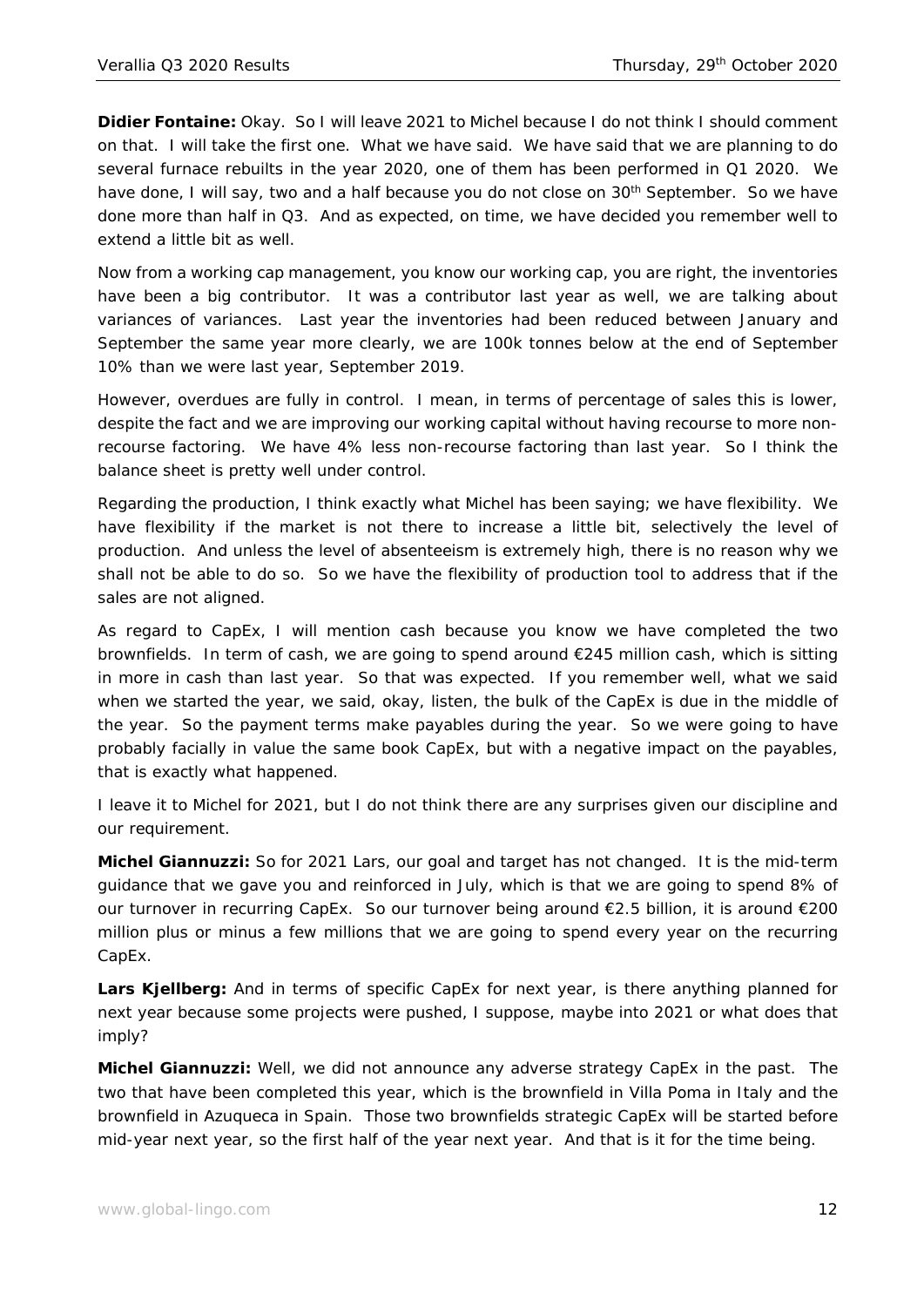**Didier Fontaine:** Okay. So I will leave 2021 to Michel because I do not think I should comment on that. I will take the first one. What we have said. We have said that we are planning to do several furnace rebuilts in the year 2020, one of them has been performed in Q1 2020. We have done, I will say, two and a half because you do not close on 30th September. So we have done more than half in Q3. And as expected, on time, we have decided you remember well to extend a little bit as well.

Now from a working cap management, you know our working cap, you are right, the inventories have been a big contributor. It was a contributor last year as well, we are talking about variances of variances. Last year the inventories had been reduced between January and September the same year more clearly, we are 100k tonnes below at the end of September 10% than we were last year, September 2019.

However, overdues are fully in control. I mean, in terms of percentage of sales this is lower, despite the fact and we are improving our working capital without having recourse to more non-recourse factoring. We have 4% less non-recourse factoring than last year. So I think the balance sheet is pretty well under control.

Regarding the production, I think exactly what Michel has been saying; we have flexibility. We have flexibility if the market is not there to increase a little bit, selectively the level of production. And unless the level of absenteeism is extremely high, there is no reason why we shall not be able to do so. So we have the flexibility of production tool to address that if the sales are not aligned.

As regard to CapEx, I will mention cash because you know we have completed the two brownfields. In term of cash, we are going to spend around €245 million cash, which is sitting in more in cash than last year. So that was expected. If you remember well, what we said when we started the year, we said, okay, listen, the bulk of the CapEx is due in the middle of the year. So the payment terms make payables during the year. So we were going to have probably facially in value the same book CapEx, but with a negative impact on the payables, that is exactly what happened.

I leave it to Michel for 2021, but I do not think there are any surprises given our discipline and our requirement.

**Michel Giannuzzi:** So for 2021 Lars, our goal and target has not changed. It is the mid-term guidance that we gave you and reinforced in July, which is that we are going to spend 8% of our turnover in recurring CapEx. So our turnover being around €2.5 billion, it is around €200 million plus or minus a few millions that we are going to spend every year on the recurring CapEx.

**Lars Kjellberg:** And in terms of specific CapEx for next year, is there anything planned for next year because some projects were pushed, I suppose, maybe into 2021 or what does that imply?

**Michel Giannuzzi:** Well, we did not announce any adverse strategy CapEx in the past. The two that have been completed this year, which is the brownfield in Villa Poma in Italy and the brownfield in Azuqueca in Spain. Those two brownfields strategic CapEx will be started before mid-year next year, so the first half of the year next year. And that is it for the time being.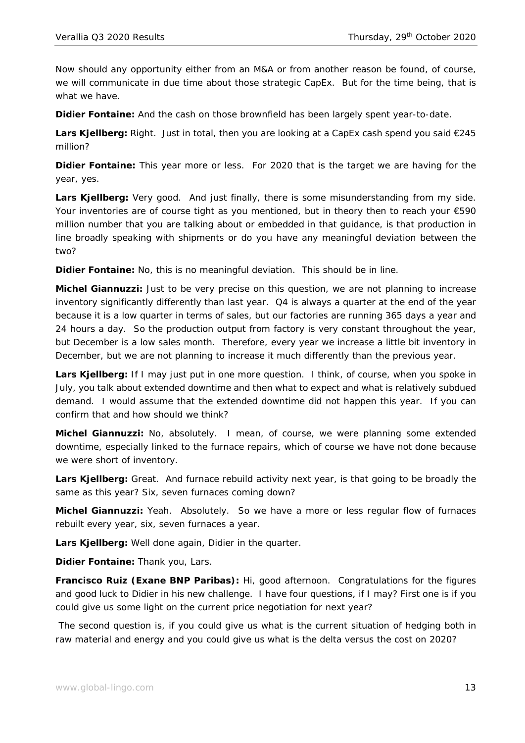Now should any opportunity either from an M&A or from another reason be found, of course, we will communicate in due time about those strategic CapEx. But for the time being, that is what we have.

**Didier Fontaine:** And the cash on those brownfield has been largely spent year-to-date.

**Lars Kjellberg:** Right. Just in total, then you are looking at a CapEx cash spend you said €245 million?

**Didier Fontaine:** This year more or less. For 2020 that is the target we are having for the year, yes.

**Lars Kjellberg:** Very good. And just finally, there is some misunderstanding from my side. Your inventories are of course tight as you mentioned, but in theory then to reach your €590 million number that you are talking about or embedded in that guidance, is that production in line broadly speaking with shipments or do you have any meaningful deviation between the two?

**Didier Fontaine:** No, this is no meaningful deviation. This should be in line.

**Michel Giannuzzi:** Just to be very precise on this question, we are not planning to increase inventory significantly differently than last year. Q4 is always a quarter at the end of the year because it is a low quarter in terms of sales, but our factories are running 365 days a year and 24 hours a day. So the production output from factory is very constant throughout the year, but December is a low sales month. Therefore, every year we increase a little bit inventory in December, but we are not planning to increase it much differently than the previous year.

**Lars Kjellberg:** If I may just put in one more question. I think, of course, when you spoke in July, you talk about extended downtime and then what to expect and what is relatively subdued demand. I would assume that the extended downtime did not happen this year. If you can confirm that and how should we think?

**Michel Giannuzzi:** No, absolutely. I mean, of course, we were planning some extended downtime, especially linked to the furnace repairs, which of course we have not done because we were short of inventory.

**Lars Kjellberg:** Great. And furnace rebuild activity next year, is that going to be broadly the same as this year? Six, seven furnaces coming down?

**Michel Giannuzzi:** Yeah. Absolutely. So we have a more or less regular flow of furnaces rebuilt every year, six, seven furnaces a year.

**Lars Kjellberg:** Well done again, Didier in the quarter.

**Didier Fontaine:** Thank you, Lars.

**Francisco Ruiz (Exane BNP Paribas):** Hi, good afternoon. Congratulations for the figures and good luck to Didier in his new challenge. I have four questions, if I may? First one is if you could give us some light on the current price negotiation for next year?

The second question is, if you could give us what is the current situation of hedging both in raw material and energy and you could give us what is the delta versus the cost on 2020?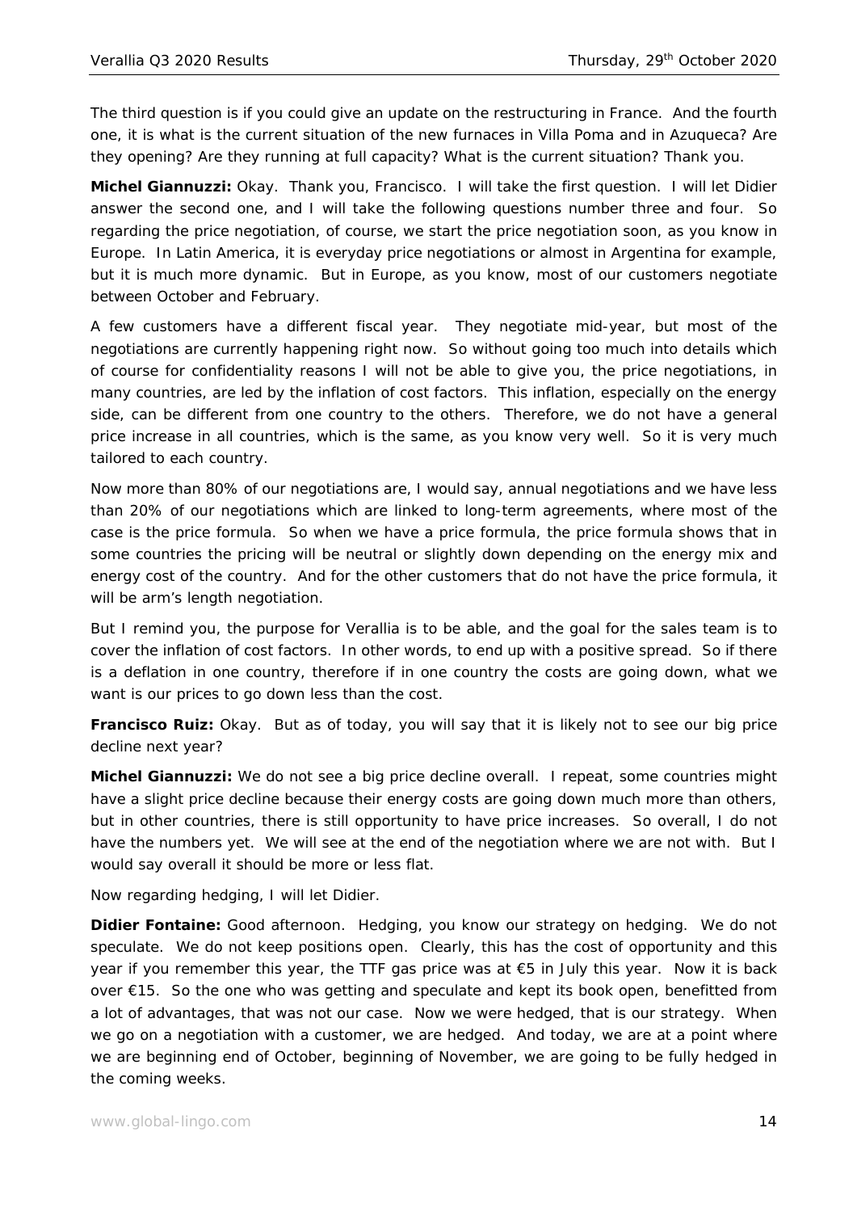The third question is if you could give an update on the restructuring in France. And the fourth one, it is what is the current situation of the new furnaces in Villa Poma and in Azuqueca? Are they opening? Are they running at full capacity? What is the current situation? Thank you.

**Michel Giannuzzi:** Okay. Thank you, Francisco. I will take the first question. I will let Didier answer the second one, and I will take the following questions number three and four. So regarding the price negotiation, of course, we start the price negotiation soon, as you know in Europe. In Latin America, it is everyday price negotiations or almost in Argentina for example, but it is much more dynamic. But in Europe, as you know, most of our customers negotiate between October and February.

A few customers have a different fiscal year. They negotiate mid-year, but most of the negotiations are currently happening right now. So without going too much into details which of course for confidentiality reasons I will not be able to give you, the price negotiations, in many countries, are led by the inflation of cost factors. This inflation, especially on the energy side, can be different from one country to the others. Therefore, we do not have a general price increase in all countries, which is the same, as you know very well. So it is very much tailored to each country.

Now more than 80% of our negotiations are, I would say, annual negotiations and we have less than 20% of our negotiations which are linked to long-term agreements, where most of the case is the price formula. So when we have a price formula, the price formula shows that in some countries the pricing will be neutral or slightly down depending on the energy mix and energy cost of the country. And for the other customers that do not have the price formula, it will be arm's length negotiation.

But I remind you, the purpose for Verallia is to be able, and the goal for the sales team is to cover the inflation of cost factors. In other words, to end up with a positive spread. So if there is a deflation in one country, therefore if in one country the costs are going down, what we want is our prices to go down less than the cost.

**Francisco Ruiz:** Okay. But as of today, you will say that it is likely not to see our big price decline next year?

**Michel Giannuzzi:** We do not see a big price decline overall. I repeat, some countries might have a slight price decline because their energy costs are going down much more than others, but in other countries, there is still opportunity to have price increases. So overall, I do not have the numbers yet. We will see at the end of the negotiation where we are not with. But I would say overall it should be more or less flat.

Now regarding hedging, I will let Didier.

**Didier Fontaine:** Good afternoon. Hedging, you know our strategy on hedging. We do not speculate. We do not keep positions open. Clearly, this has the cost of opportunity and this year if you remember this year, the TTF gas price was at €5 in July this year. Now it is back over €15. So the one who was getting and speculate and kept its book open, benefitted from a lot of advantages, that was not our case. Now we were hedged, that is our strategy. When we go on a negotiation with a customer, we are hedged. And today, we are at a point where we are beginning end of October, beginning of November, we are going to be fully hedged in the coming weeks.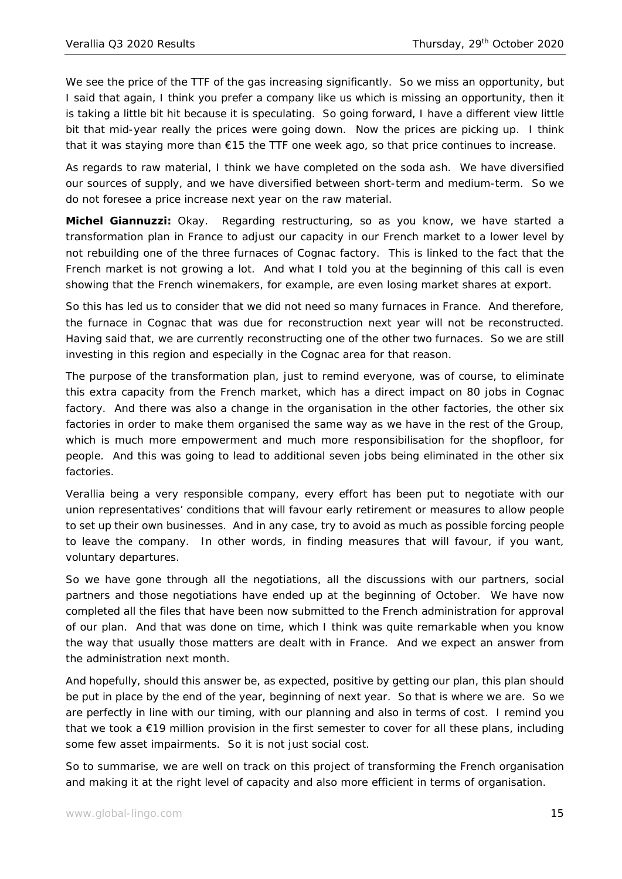We see the price of the TTF of the gas increasing significantly. So we miss an opportunity, but I said that again, I think you prefer a company like us which is missing an opportunity, then it is taking a little bit hit because it is speculating. So going forward, I have a different view little bit that mid-year really the prices were going down. Now the prices are picking up. I think that it was staying more than €15 the TTF one week ago, so that price continues to increase.

As regards to raw material, I think we have completed on the soda ash. We have diversified our sources of supply, and we have diversified between short-term and medium-term. So we do not foresee a price increase next year on the raw material.

**Michel Giannuzzi:** Okay. Regarding restructuring, so as you know, we have started a transformation plan in France to adjust our capacity in our French market to a lower level by not rebuilding one of the three furnaces of Cognac factory. This is linked to the fact that the French market is not growing a lot. And what I told you at the beginning of this call is even showing that the French winemakers, for example, are even losing market shares at export.

So this has led us to consider that we did not need so many furnaces in France. And therefore, the furnace in Cognac that was due for reconstruction next year will not be reconstructed. Having said that, we are currently reconstructing one of the other two furnaces. So we are still investing in this region and especially in the Cognac area for that reason.

The purpose of the transformation plan, just to remind everyone, was of course, to eliminate this extra capacity from the French market, which has a direct impact on 80 jobs in Cognac factory. And there was also a change in the organisation in the other factories, the other six factories in order to make them organised the same way as we have in the rest of the Group, which is much more empowerment and much more responsibilisation for the shopfloor, for people. And this was going to lead to additional seven jobs being eliminated in the other six factories.

Verallia being a very responsible company, every effort has been put to negotiate with our union representatives' conditions that will favour early retirement or measures to allow people to set up their own businesses. And in any case, try to avoid as much as possible forcing people to leave the company. In other words, in finding measures that will favour, if you want, voluntary departures.

So we have gone through all the negotiations, all the discussions with our partners, social partners and those negotiations have ended up at the beginning of October. We have now completed all the files that have been now submitted to the French administration for approval of our plan. And that was done on time, which I think was quite remarkable when you know the way that usually those matters are dealt with in France. And we expect an answer from the administration next month.

And hopefully, should this answer be, as expected, positive by getting our plan, this plan should be put in place by the end of the year, beginning of next year. So that is where we are. So we are perfectly in line with our timing, with our planning and also in terms of cost. I remind you that we took a €19 million provision in the first semester to cover for all these plans, including some few asset impairments. So it is not just social cost.

So to summarise, we are well on track on this project of transforming the French organisation and making it at the right level of capacity and also more efficient in terms of organisation.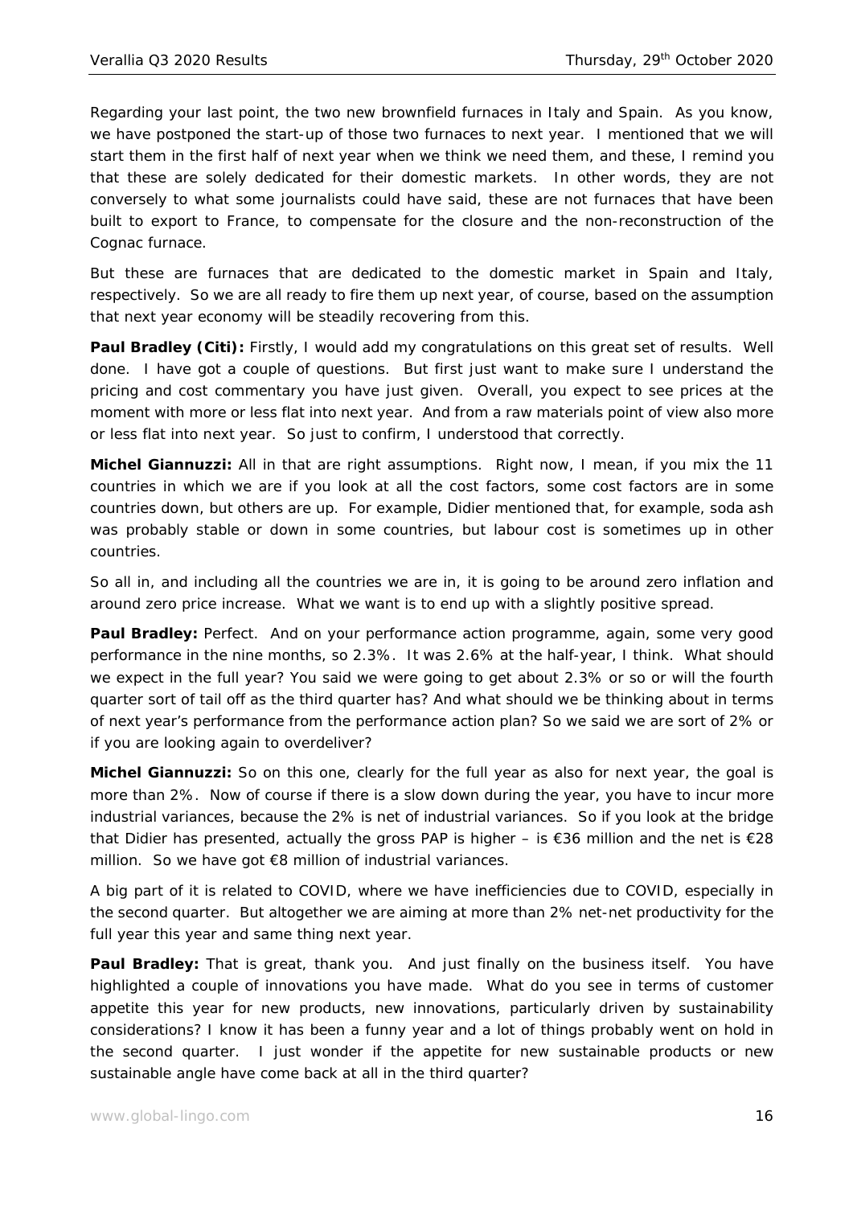Regarding your last point, the two new brownfield furnaces in Italy and Spain. As you know, we have postponed the start-up of those two furnaces to next year. I mentioned that we will start them in the first half of next year when we think we need them, and these, I remind you that these are solely dedicated for their domestic markets. In other words, they are not conversely to what some journalists could have said, these are not furnaces that have been built to export to France, to compensate for the closure and the non-reconstruction of the Cognac furnace.

But these are furnaces that are dedicated to the domestic market in Spain and Italy, respectively. So we are all ready to fire them up next year, of course, based on the assumption that next year economy will be steadily recovering from this.

**Paul Bradley (Citi):** Firstly, I would add my congratulations on this great set of results. Well done. I have got a couple of questions. But first just want to make sure I understand the pricing and cost commentary you have just given. Overall, you expect to see prices at the moment with more or less flat into next year. And from a raw materials point of view also more or less flat into next year. So just to confirm, I understood that correctly.

**Michel Giannuzzi:** All in that are right assumptions. Right now, I mean, if you mix the 11 countries in which we are if you look at all the cost factors, some cost factors are in some countries down, but others are up. For example, Didier mentioned that, for example, soda ash was probably stable or down in some countries, but labour cost is sometimes up in other countries.

So all in, and including all the countries we are in, it is going to be around zero inflation and around zero price increase. What we want is to end up with a slightly positive spread.

**Paul Bradley:** Perfect. And on your performance action programme, again, some very good performance in the nine months, so 2.3%. It was 2.6% at the half-year, I think. What should we expect in the full year? You said we were going to get about 2.3% or so or will the fourth quarter sort of tail off as the third quarter has? And what should we be thinking about in terms of next year's performance from the performance action plan? So we said we are sort of 2% or if you are looking again to overdeliver?

**Michel Giannuzzi:** So on this one, clearly for the full year as also for next year, the goal is more than 2%. Now of course if there is a slow down during the year, you have to incur more industrial variances, because the 2% is net of industrial variances. So if you look at the bridge that Didier has presented, actually the gross PAP is higher – is €36 million and the net is €28 million. So we have got €8 million of industrial variances.

A big part of it is related to COVID, where we have inefficiencies due to COVID, especially in the second quarter. But altogether we are aiming at more than 2% net-net productivity for the full year this year and same thing next year.

**Paul Bradley:** That is great, thank you. And just finally on the business itself. You have highlighted a couple of innovations you have made. What do you see in terms of customer appetite this year for new products, new innovations, particularly driven by sustainability considerations? I know it has been a funny year and a lot of things probably went on hold in the second quarter. I just wonder if the appetite for new sustainable products or new sustainable angle have come back at all in the third quarter?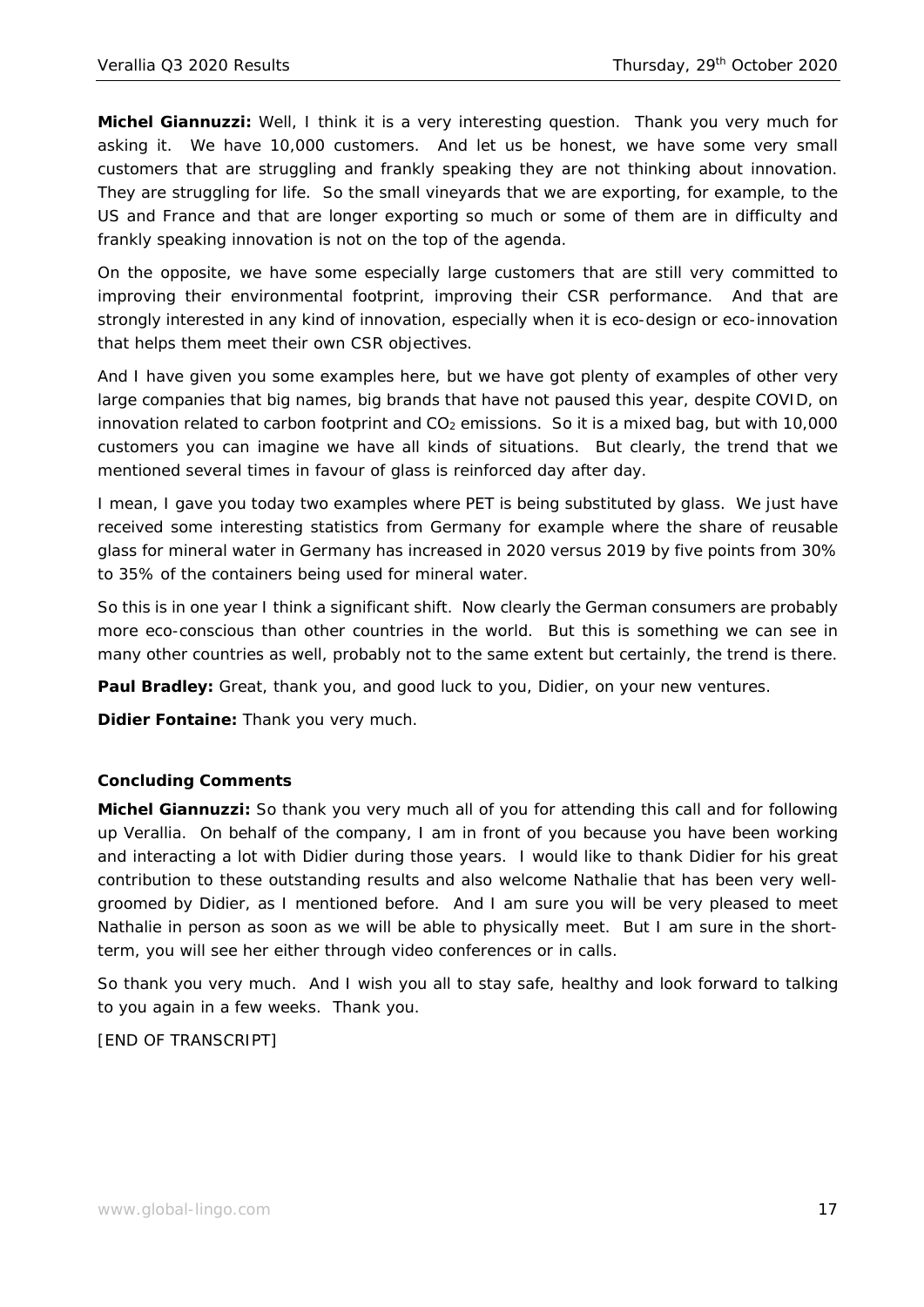**Michel Giannuzzi:** Well, I think it is a very interesting question. Thank you very much for asking it. We have 10,000 customers. And let us be honest, we have some very small customers that are struggling and frankly speaking they are not thinking about innovation. They are struggling for life. So the small vineyards that we are exporting, for example, to the US and France and that are longer exporting so much or some of them are in difficulty and frankly speaking innovation is not on the top of the agenda.

On the opposite, we have some especially large customers that are still very committed to improving their environmental footprint, improving their CSR performance. And that are strongly interested in any kind of innovation, especially when it is eco-design or eco-innovation that helps them meet their own CSR objectives.

And I have given you some examples here, but we have got plenty of examples of other very large companies that big names, big brands that have not paused this year, despite COVID, on innovation related to carbon footprint and $CO_2$ emissions. So it is a mixed bag, but with 10,000 customers you can imagine we have all kinds of situations. But clearly, the trend that we mentioned several times in favour of glass is reinforced day after day.

I mean, I gave you today two examples where PET is being substituted by glass. We just have received some interesting statistics from Germany for example where the share of reusable glass for mineral water in Germany has increased in 2020 versus 2019 by five points from 30% to 35% of the containers being used for mineral water.

So this is in one year I think a significant shift. Now clearly the German consumers are probably more eco-conscious than other countries in the world. But this is something we can see in many other countries as well, probably not to the same extent but certainly, the trend is there.

**Paul Bradley:** Great, thank you, and good luck to you, Didier, on your new ventures.

**Didier Fontaine:** Thank you very much.

**Concluding Comments**

**Michel Giannuzzi:** So thank you very much all of you for attending this call and for following up Verallia. On behalf of the company, I am in front of you because you have been working and interacting a lot with Didier during those years. I would like to thank Didier for his great contribution to these outstanding results and also welcome Nathalie that has been very well-groomed by Didier, as I mentioned before. And I am sure you will be very pleased to meet Nathalie in person as soon as we will be able to physically meet. But I am sure in the short-term, you will see her either through video conferences or in calls.

So thank you very much. And I wish you all to stay safe, healthy and look forward to talking to you again in a few weeks. Thank you.

[END OF TRANSCRIPT]